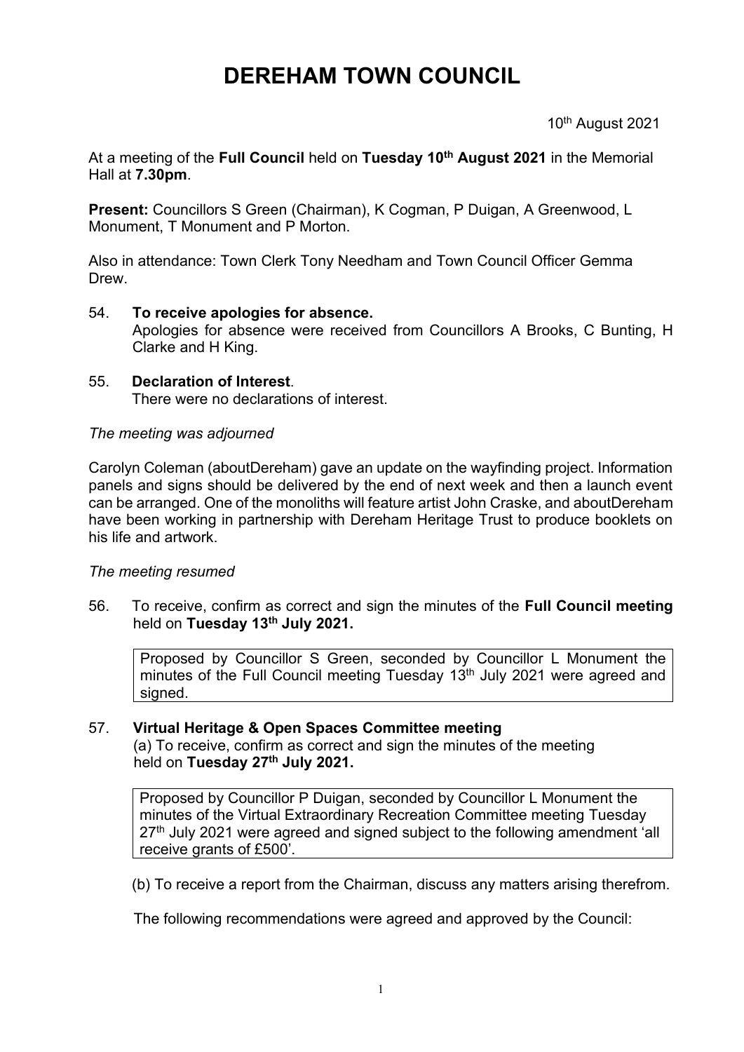# DEREHAM TOWN COUNCIL

10th August 2021

At a meeting of the **Full Council** held on **Tuesday 10th August 2021** in the Memorial Hall at **7.30pm**.

**Present:** Councillors S Green (Chairman), K Cogman, P Duigan, A Greenwood, L Monument, T Monument and P Morton.

Also in attendance: Town Clerk Tony Needham and Town Council Officer Gemma Drew.

54. **To receive apologies for absence.**
    Apologies for absence were received from Councillors A Brooks, C Bunting, H Clarke and H King.

55. **Declaration of Interest**.
    There were no declarations of interest.

*The meeting was adjourned*

Carolyn Coleman (aboutDereham) gave an update on the wayfinding project. Information panels and signs should be delivered by the end of next week and then a launch event can be arranged. One of the monoliths will feature artist John Craske, and aboutDereham have been working in partnership with Dereham Heritage Trust to produce booklets on his life and artwork.

*The meeting resumed*

56. To receive, confirm as correct and sign the minutes of the **Full Council meeting** held on **Tuesday 13th July 2021.**

    Proposed by Councillor S Green, seconded by Councillor L Monument the minutes of the Full Council meeting Tuesday 13th July 2021 were agreed and signed.

57. **Virtual Heritage & Open Spaces Committee meeting**
    (a) To receive, confirm as correct and sign the minutes of the meeting held on **Tuesday 27th July 2021.**

    Proposed by Councillor P Duigan, seconded by Councillor L Monument the minutes of the Virtual Extraordinary Recreation Committee meeting Tuesday 27th July 2021 were agreed and signed subject to the following amendment 'all receive grants of £500'.

    (b) To receive a report from the Chairman, discuss any matters arising therefrom.

    The following recommendations were agreed and approved by the Council: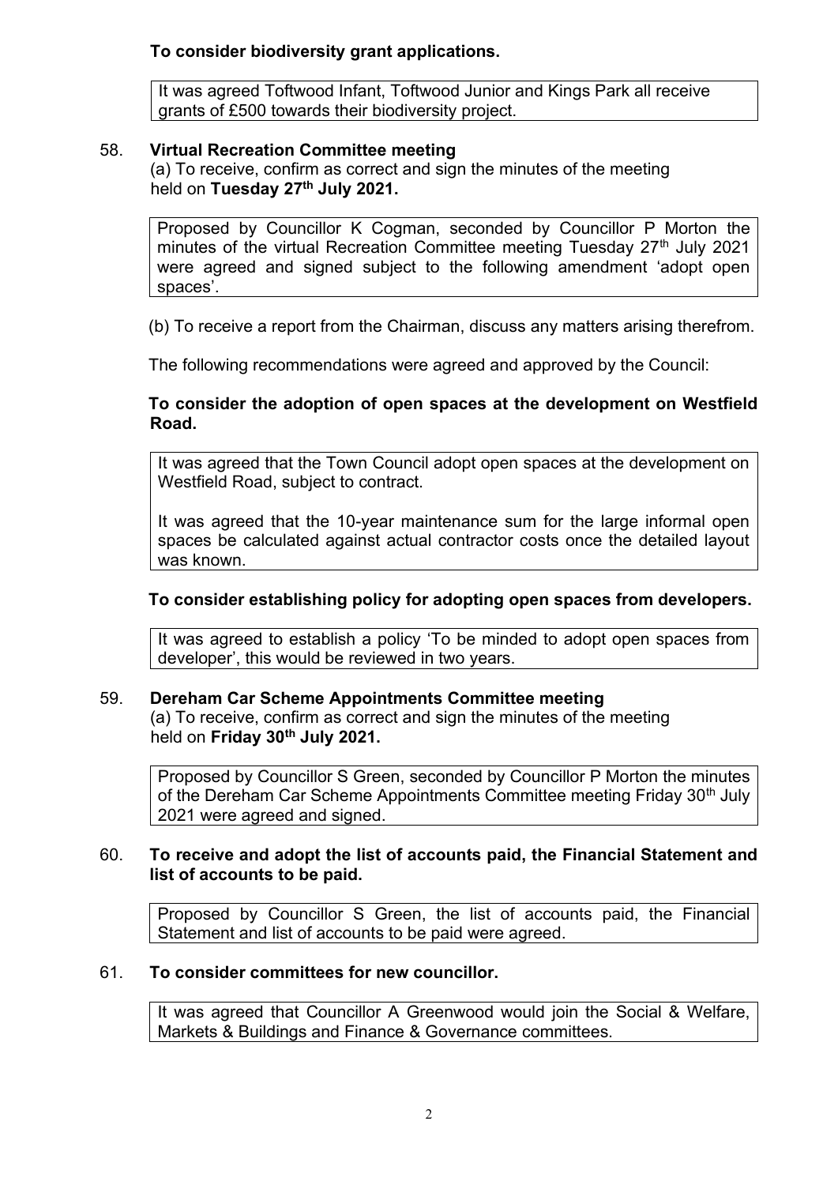**To consider biodiversity grant applications.**

It was agreed Toftwood Infant, Toftwood Junior and Kings Park all receive grants of £500 towards their biodiversity project.

58. **Virtual Recreation Committee meeting**

(a) To receive, confirm as correct and sign the minutes of the meeting held on **Tuesday 27th July 2021.**

Proposed by Councillor K Cogman, seconded by Councillor P Morton the minutes of the virtual Recreation Committee meeting Tuesday 27th July 2021 were agreed and signed subject to the following amendment 'adopt open spaces'.

(b) To receive a report from the Chairman, discuss any matters arising therefrom.

The following recommendations were agreed and approved by the Council:

**To consider the adoption of open spaces at the development on Westfield Road.**

It was agreed that the Town Council adopt open spaces at the development on Westfield Road, subject to contract.

It was agreed that the 10-year maintenance sum for the large informal open spaces be calculated against actual contractor costs once the detailed layout was known.

**To consider establishing policy for adopting open spaces from developers.**

It was agreed to establish a policy 'To be minded to adopt open spaces from developer', this would be reviewed in two years.

59. **Dereham Car Scheme Appointments Committee meeting**

(a) To receive, confirm as correct and sign the minutes of the meeting held on **Friday 30th July 2021.**

Proposed by Councillor S Green, seconded by Councillor P Morton the minutes of the Dereham Car Scheme Appointments Committee meeting Friday 30th July 2021 were agreed and signed.

60. **To receive and adopt the list of accounts paid, the Financial Statement and list of accounts to be paid.**

Proposed by Councillor S Green, the list of accounts paid, the Financial Statement and list of accounts to be paid were agreed.

61. **To consider committees for new councillor.**

It was agreed that Councillor A Greenwood would join the Social & Welfare, Markets & Buildings and Finance & Governance committees.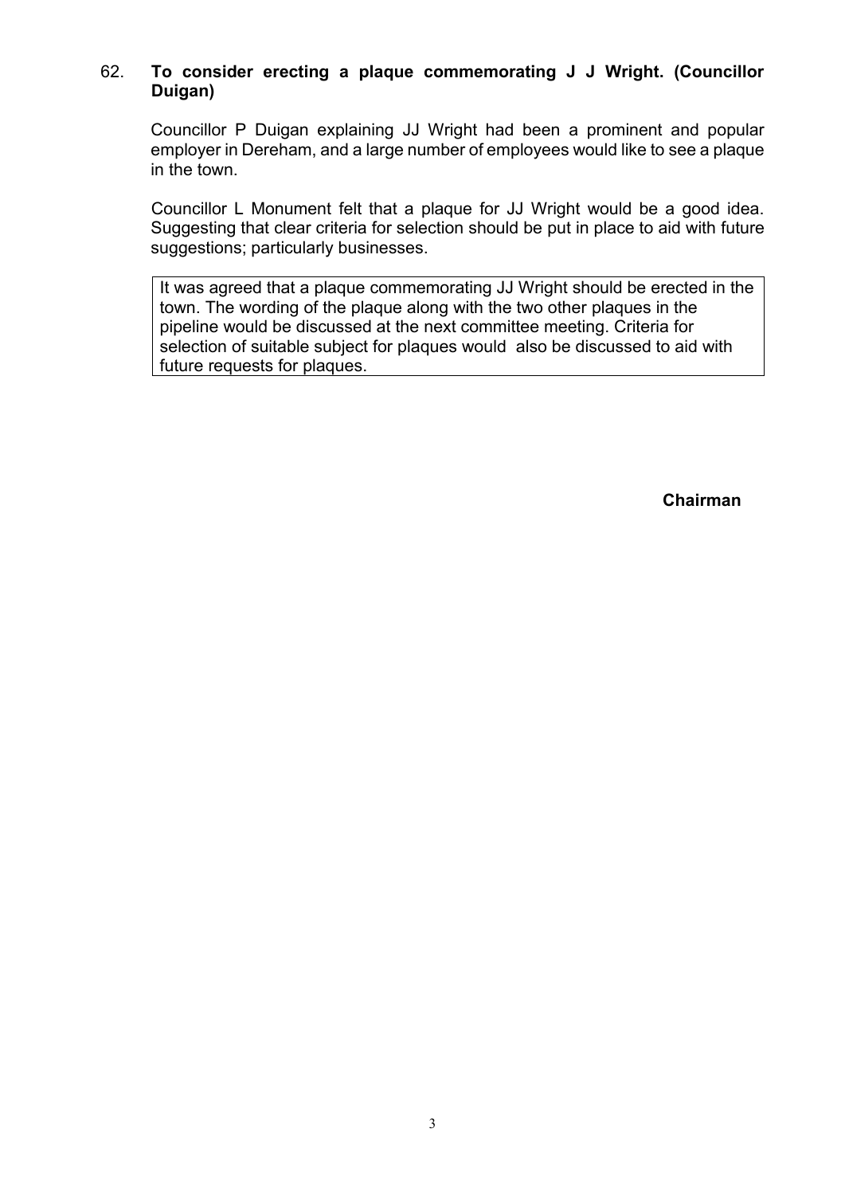62. **To consider erecting a plaque commemorating J J Wright. (Councillor Duigan)**

Councillor P Duigan explaining JJ Wright had been a prominent and popular employer in Dereham, and a large number of employees would like to see a plaque in the town.

Councillor L Monument felt that a plaque for JJ Wright would be a good idea. Suggesting that clear criteria for selection should be put in place to aid with future suggestions; particularly businesses.

It was agreed that a plaque commemorating JJ Wright should be erected in the town. The wording of the plaque along with the two other plaques in the pipeline would be discussed at the next committee meeting. Criteria for selection of suitable subject for plaques would also be discussed to aid with future requests for plaques.

**Chairman**